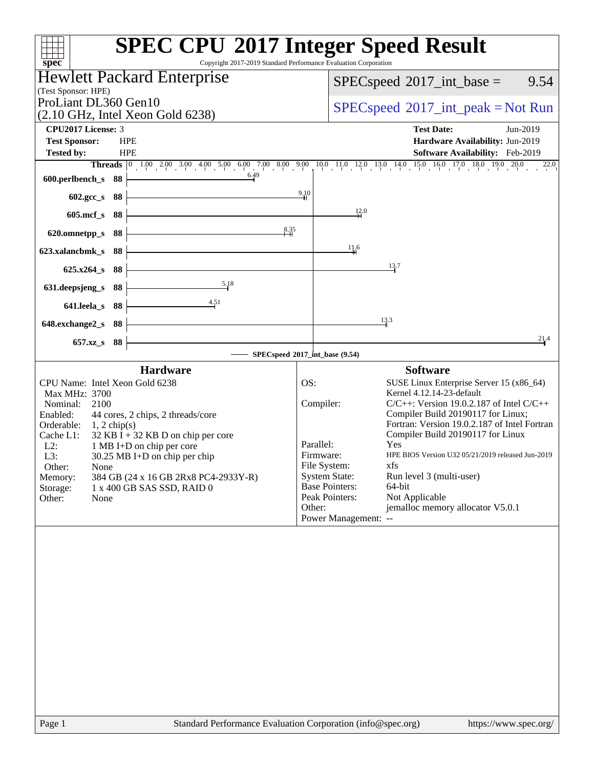# SPEC CPU 2017 Integer Speed Result

Copyright 2017-2019 Standard Performance Evaluation Corporation

## Hewlett Packard Enterprise

(Test Sponsor: HPE)

ProLiant DL360 Gen10
(2.10 GHz, Intel Xeon Gold 6238)

SPECspeed 2017_int_base = 9.54

SPECspeed 2017_int_peak = Not Run

| | | | |
|---|---|---|---|
| **CPU2017 License:** | 3 | **Test Date:** | Jun-2019 |
| **Test Sponsor:** | HPE | **Hardware Availability:** | Jun-2019 |
| **Tested by:** | HPE | **Software Availability:** | Feb-2019 |

| Benchmark | Threads | Base Ratio |
|---|---|---|
| 600.perlbench_s | 88 | 6.49 |
| 602.gcc_s | 88 | 9.10 |
| 605.mcf_s | 88 | 12.0 |
| 620.omnetpp_s | 88 | 8.35 |
| 623.xalancbmk_s | 88 | 11.6 |
| 625.x264_s | 88 | 13.7 |
| 631.deepsjeng_s | 88 | 5.18 |
| 641.leela_s | 88 | 4.51 |
| 648.exchange2_s | 88 | 13.3 |
| 657.xz_s | 88 | 21.4 |

SPECspeed 2017_int_base (9.54)

### Hardware

- CPU Name: Intel Xeon Gold 6238
- Max MHz: 3700
- Nominal: 2100
- Enabled: 44 cores, 2 chips, 2 threads/core
- Orderable: 1, 2 chip(s)
- Cache L1: 32 KB I + 32 KB D on chip per core
- L2: 1 MB I+D on chip per core
- L3: 30.25 MB I+D on chip per chip
- Other: None
- Memory: 384 GB (24 x 16 GB 2Rx8 PC4-2933Y-R)
- Storage: 1 x 400 GB SAS SSD, RAID 0
- Other: None

### Software

- OS: SUSE Linux Enterprise Server 15 (x86_64) Kernel 4.12.14-23-default
- Compiler: C/C++: Version 19.0.2.187 of Intel C/C++ Compiler Build 20190117 for Linux; Fortran: Version 19.0.2.187 of Intel Fortran Compiler Build 20190117 for Linux
- Parallel: Yes
- Firmware: HPE BIOS Version U32 05/21/2019 released Jun-2019
- File System: xfs
- System State: Run level 3 (multi-user)
- Base Pointers: 64-bit
- Peak Pointers: Not Applicable
- Other: jemalloc memory allocator V5.0.1
- Power Management: --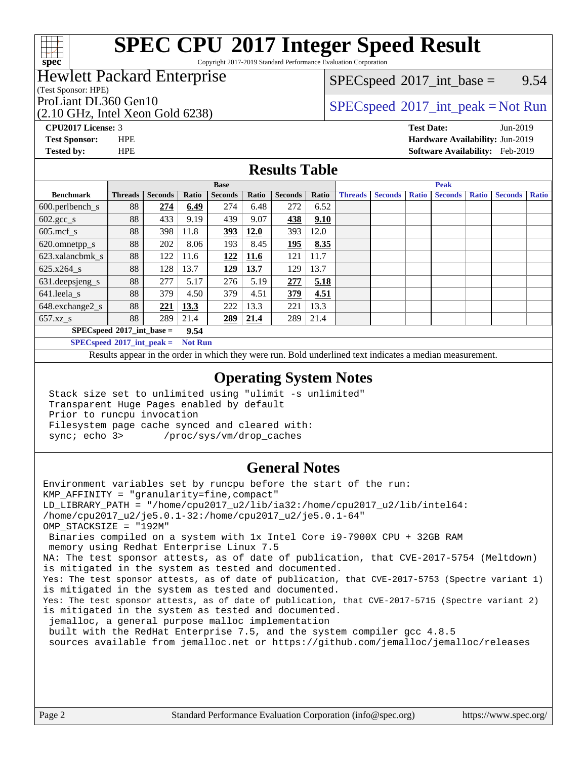# SPEC CPU 2017 Integer Speed Result

Copyright 2017-2019 Standard Performance Evaluation Corporation

## Hewlett Packard Enterprise

(Test Sponsor: HPE)

ProLiant DL360 Gen10
(2.10 GHz, Intel Xeon Gold 6238)

SPECspeed 2017_int_base = 9.54

SPECspeed 2017_int_peak = Not Run

**CPU2017 License:** 3
**Test Sponsor:** HPE
**Tested by:** HPE

**Test Date:** Jun-2019
**Hardware Availability:** Jun-2019
**Software Availability:** Feb-2019

## Results Table

| | Base | | | | | | | Peak | | | | | | |
|---|---|---|---|---|---|---|---|---|---|---|---|---|---|---|
| **Benchmark** | **Threads** | **Seconds** | **Ratio** | **Seconds** | **Ratio** | **Seconds** | **Ratio** | **Threads** | **Seconds** | **Ratio** | **Seconds** | **Ratio** | **Seconds** | **Ratio** |
| 600.perlbench_s | 88 | **274** | **6.49** | 274 | 6.48 | 272 | 6.52 | | | | | | | |
| 602.gcc_s | 88 | 433 | 9.19 | 439 | 9.07 | **438** | **9.10** | | | | | | | |
| 605.mcf_s | 88 | 398 | 11.8 | **393** | **12.0** | 393 | 12.0 | | | | | | | |
| 620.omnetpp_s | 88 | 202 | 8.06 | 193 | 8.45 | **195** | **8.35** | | | | | | | |
| 623.xalancbmk_s | 88 | 122 | 11.6 | **122** | **11.6** | 121 | 11.7 | | | | | | | |
| 625.x264_s | 88 | 128 | 13.7 | **129** | **13.7** | 129 | 13.7 | | | | | | | |
| 631.deepsjeng_s | 88 | 277 | 5.17 | 276 | 5.19 | **277** | **5.18** | | | | | | | |
| 641.leela_s | 88 | 379 | 4.50 | 379 | 4.51 | **379** | **4.51** | | | | | | | |
| 648.exchange2_s | 88 | **221** | **13.3** | 222 | 13.3 | 221 | 13.3 | | | | | | | |
| 657.xz_s | 88 | 289 | 21.4 | **289** | **21.4** | 289 | 21.4 | | | | | | | |

**SPECspeed 2017_int_base = 9.54**

**SPECspeed 2017_int_peak = Not Run**

Results appear in the order in which they were run. Bold underlined text indicates a median measurement.

## Operating System Notes

```
Stack size set to unlimited using "ulimit -s unlimited"
Transparent Huge Pages enabled by default
Prior to runcpu invocation
Filesystem page cache synced and cleared with:
sync; echo 3>       /proc/sys/vm/drop_caches
```

## General Notes

```
Environment variables set by runcpu before the start of the run:
KMP_AFFINITY = "granularity=fine,compact"
LD_LIBRARY_PATH = "/home/cpu2017_u2/lib/ia32:/home/cpu2017_u2/lib/intel64:
/home/cpu2017_u2/je5.0.1-32:/home/cpu2017_u2/je5.0.1-64"
OMP_STACKSIZE = "192M"
 Binaries compiled on a system with 1x Intel Core i9-7900X CPU + 32GB RAM
 memory using Redhat Enterprise Linux 7.5
NA: The test sponsor attests, as of date of publication, that CVE-2017-5754 (Meltdown)
is mitigated in the system as tested and documented.
Yes: The test sponsor attests, as of date of publication, that CVE-2017-5753 (Spectre variant 1)
is mitigated in the system as tested and documented.
Yes: The test sponsor attests, as of date of publication, that CVE-2017-5715 (Spectre variant 2)
is mitigated in the system as tested and documented.
 jemalloc, a general purpose malloc implementation
 built with the RedHat Enterprise 7.5, and the system compiler gcc 4.8.5
 sources available from jemalloc.net or https://github.com/jemalloc/jemalloc/releases
```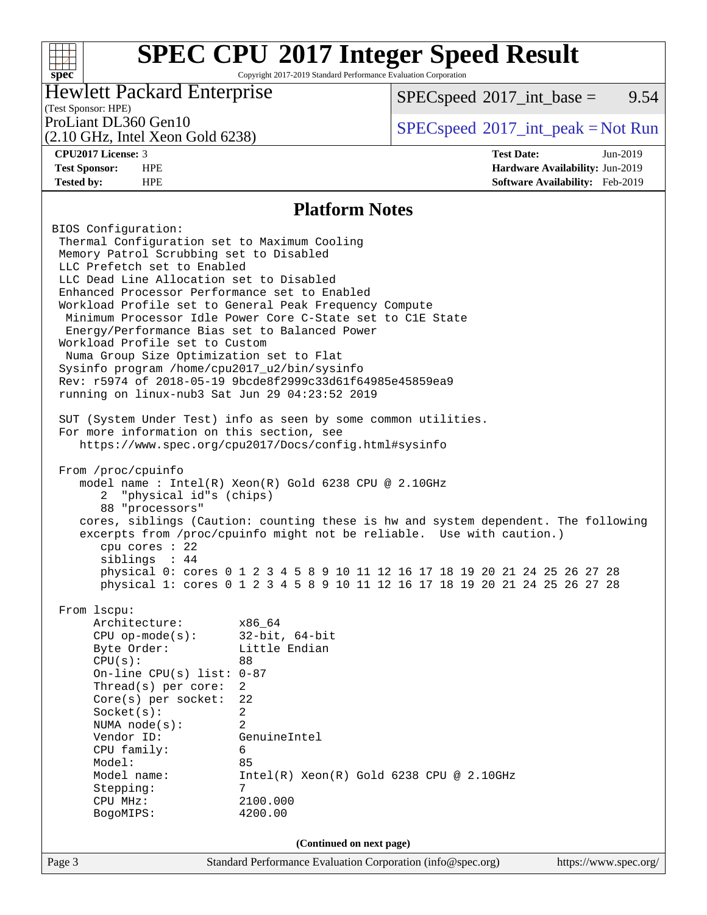# SPEC CPU 2017 Integer Speed Result

Copyright 2017-2019 Standard Performance Evaluation Corporation

**Hewlett Packard Enterprise**
(Test Sponsor: HPE)
ProLiant DL360 Gen10
(2.10 GHz, Intel Xeon Gold 6238)

SPECspeed 2017_int_base = 9.54

SPECspeed 2017_int_peak = Not Run

**CPU2017 License:** 3
**Test Sponsor:** HPE
**Tested by:** HPE

**Test Date:** Jun-2019
**Hardware Availability:** Jun-2019
**Software Availability:** Feb-2019

## Platform Notes

```
BIOS Configuration:
 Thermal Configuration set to Maximum Cooling
 Memory Patrol Scrubbing set to Disabled
 LLC Prefetch set to Enabled
 LLC Dead Line Allocation set to Disabled
 Enhanced Processor Performance set to Enabled
 Workload Profile set to General Peak Frequency Compute
  Minimum Processor Idle Power Core C-State set to C1E State
  Energy/Performance Bias set to Balanced Power
 Workload Profile set to Custom
  Numa Group Size Optimization set to Flat
 Sysinfo program /home/cpu2017_u2/bin/sysinfo
 Rev: r5974 of 2018-05-19 9bcde8f2999c33d61f64985e45859ea9
 running on linux-nub3 Sat Jun 29 04:23:52 2019

 SUT (System Under Test) info as seen by some common utilities.
 For more information on this section, see
    https://www.spec.org/cpu2017/Docs/config.html#sysinfo

 From /proc/cpuinfo
    model name : Intel(R) Xeon(R) Gold 6238 CPU @ 2.10GHz
       2  "physical id"s (chips)
       88 "processors"
    cores, siblings (Caution: counting these is hw and system dependent. The following
    excerpts from /proc/cpuinfo might not be reliable.  Use with caution.)
       cpu cores : 22
       siblings  : 44
       physical 0: cores 0 1 2 3 4 5 8 9 10 11 12 16 17 18 19 20 21 24 25 26 27 28
       physical 1: cores 0 1 2 3 4 5 8 9 10 11 12 16 17 18 19 20 21 24 25 26 27 28

 From lscpu:
      Architecture:          x86_64
      CPU op-mode(s):        32-bit, 64-bit
      Byte Order:            Little Endian
      CPU(s):                88
      On-line CPU(s) list: 0-87
      Thread(s) per core:  2
      Core(s) per socket:  22
      Socket(s):             2
      NUMA node(s):          2
      Vendor ID:             GenuineIntel
      CPU family:            6
      Model:                 85
      Model name:            Intel(R) Xeon(R) Gold 6238 CPU @ 2.10GHz
      Stepping:              7
      CPU MHz:               2100.000
      BogoMIPS:              4200.00
```

(Continued on next page)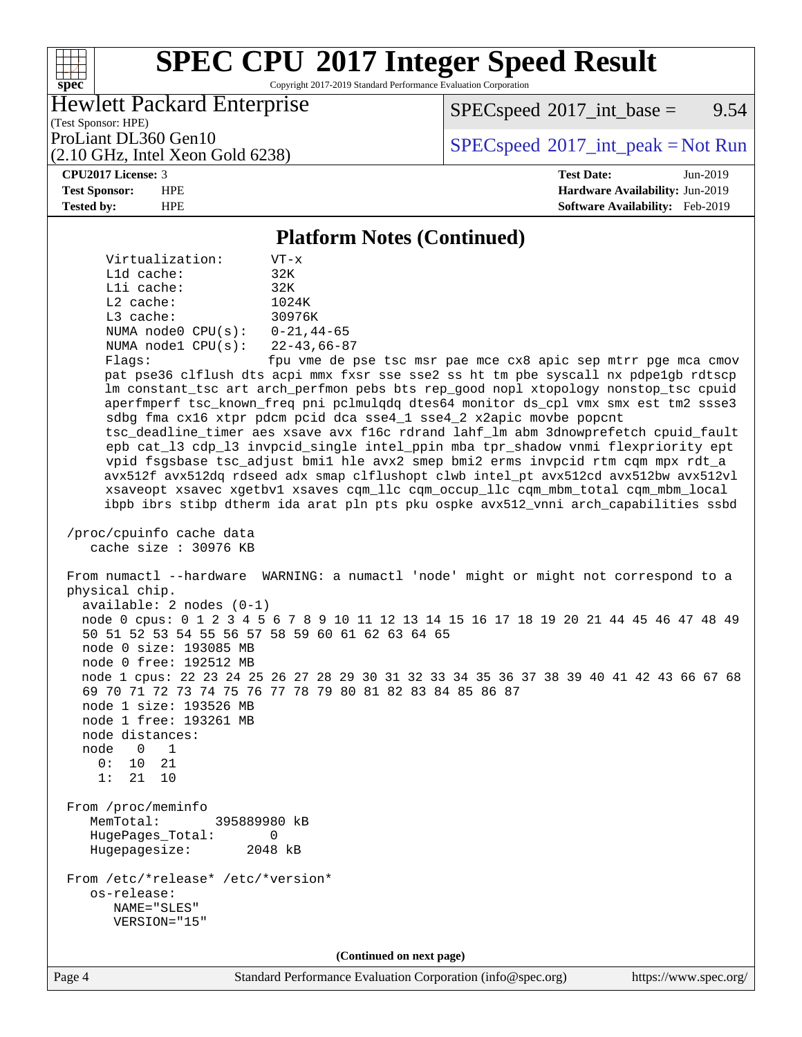# SPEC CPU 2017 Integer Speed Result

Copyright 2017-2019 Standard Performance Evaluation Corporation

**Hewlett Packard Enterprise**
(Test Sponsor: HPE)
ProLiant DL360 Gen10
(2.10 GHz, Intel Xeon Gold 6238)

SPECspeed 2017_int_base = 9.54

SPECspeed 2017_int_peak = Not Run

| | | | |
|---|---|---|---|
| **CPU2017 License:** | 3 | **Test Date:** | Jun-2019 |
| **Test Sponsor:** | HPE | **Hardware Availability:** | Jun-2019 |
| **Tested by:** | HPE | **Software Availability:** | Feb-2019 |

## Platform Notes (Continued)

```
     Virtualization:      VT-x
     L1d cache:           32K
     L1i cache:           32K
     L2 cache:            1024K
     L3 cache:            30976K
     NUMA node0 CPU(s):   0-21,44-65
     NUMA node1 CPU(s):   22-43,66-87
     Flags:               fpu vme de pse tsc msr pae mce cx8 apic sep mtrr pge mca cmov
     pat pse36 clflush dts acpi mmx fxsr sse sse2 ss ht tm pbe syscall nx pdpe1gb rdtscp
     lm constant_tsc art arch_perfmon pebs bts rep_good nopl xtopology nonstop_tsc cpuid
     aperfmperf tsc_known_freq pni pclmulqdq dtes64 monitor ds_cpl vmx smx est tm2 ssse3
     sdbg fma cx16 xtpr pdcm pcid dca sse4_1 sse4_2 x2apic movbe popcnt
     tsc_deadline_timer aes xsave avx f16c rdrand lahf_lm abm 3dnowprefetch cpuid_fault
     epb cat_l3 cdp_l3 invpcid_single intel_ppin mba tpr_shadow vnmi flexpriority ept
     vpid fsgsbase tsc_adjust bmi1 hle avx2 smep bmi2 erms invpcid rtm cqm mpx rdt_a
     avx512f avx512dq rdseed adx smap clflushopt clwb intel_pt avx512cd avx512bw avx512vl
     xsaveopt xsavec xgetbv1 xsaves cqm_llc cqm_occup_llc cqm_mbm_total cqm_mbm_local
     ibpb ibrs stibp dtherm ida arat pln pts pku ospke avx512_vnni arch_capabilities ssbd

 /proc/cpuinfo cache data
    cache size : 30976 KB

 From numactl --hardware  WARNING: a numactl 'node' might or might not correspond to a
 physical chip.
   available: 2 nodes (0-1)
   node 0 cpus: 0 1 2 3 4 5 6 7 8 9 10 11 12 13 14 15 16 17 18 19 20 21 44 45 46 47 48 49
   50 51 52 53 54 55 56 57 58 59 60 61 62 63 64 65
   node 0 size: 193085 MB
   node 0 free: 192512 MB
   node 1 cpus: 22 23 24 25 26 27 28 29 30 31 32 33 34 35 36 37 38 39 40 41 42 43 66 67 68
   69 70 71 72 73 74 75 76 77 78 79 80 81 82 83 84 85 86 87
   node 1 size: 193526 MB
   node 1 free: 193261 MB
   node distances:
   node   0   1
     0:  10  21
     1:  21  10

 From /proc/meminfo
    MemTotal:       395889980 kB
    HugePages_Total:       0
    Hugepagesize:       2048 kB

 From /etc/*release* /etc/*version*
    os-release:
       NAME="SLES"
       VERSION="15"
```

(Continued on next page)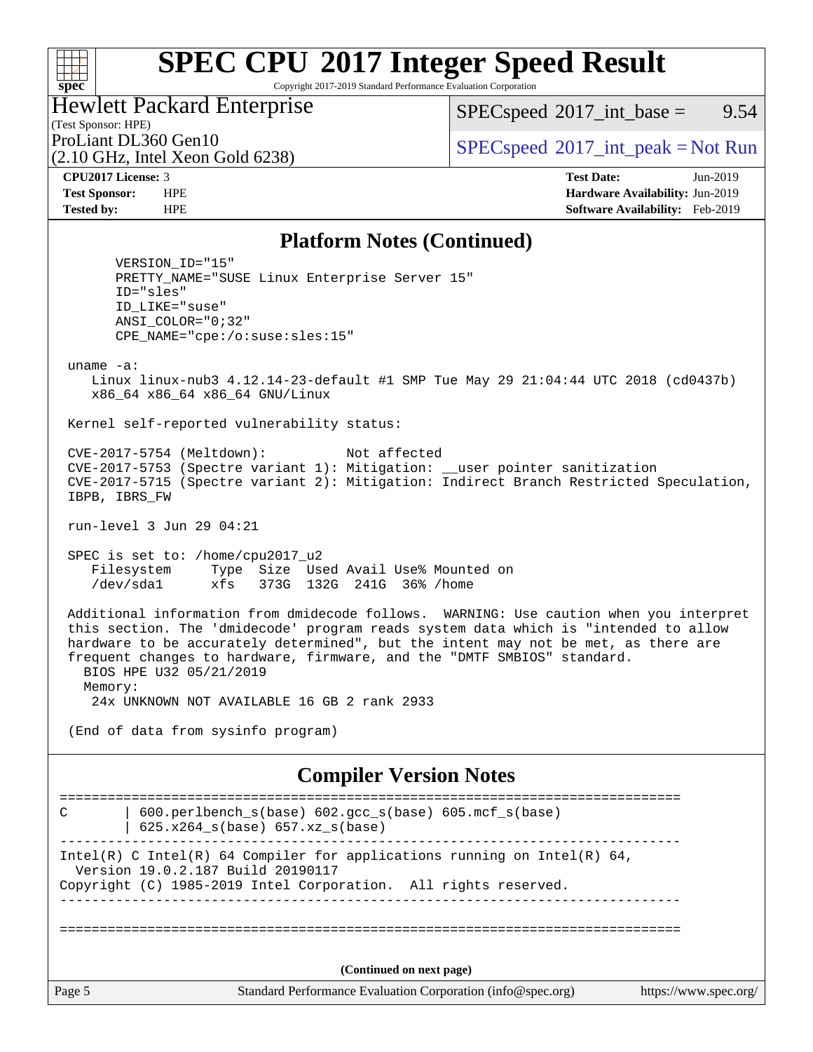## Platform Notes (Continued)

```
      VERSION_ID="15"
      PRETTY_NAME="SUSE Linux Enterprise Server 15"
      ID="sles"
      ID_LIKE="suse"
      ANSI_COLOR="0;32"
      CPE_NAME="cpe:/o:suse:sles:15"

 uname -a:
    Linux linux-nub3 4.12.14-23-default #1 SMP Tue May 29 21:04:44 UTC 2018 (cd0437b)
    x86_64 x86_64 x86_64 GNU/Linux

 Kernel self-reported vulnerability status:

 CVE-2017-5754 (Meltdown):          Not affected
 CVE-2017-5753 (Spectre variant 1): Mitigation: __user pointer sanitization
 CVE-2017-5715 (Spectre variant 2): Mitigation: Indirect Branch Restricted Speculation,
 IBPB, IBRS_FW

 run-level 3 Jun 29 04:21

 SPEC is set to: /home/cpu2017_u2
    Filesystem     Type  Size  Used Avail Use% Mounted on
    /dev/sda1      xfs   373G  132G  241G  36% /home

 Additional information from dmidecode follows.  WARNING: Use caution when you interpret
 this section. The 'dmidecode' program reads system data which is "intended to allow
 hardware to be accurately determined", but the intent may not be met, as there are
 frequent changes to hardware, firmware, and the "DMTF SMBIOS" standard.
   BIOS HPE U32 05/21/2019
   Memory:
    24x UNKNOWN NOT AVAILABLE 16 GB 2 rank 2933

 (End of data from sysinfo program)
```

## Compiler Version Notes

```
==============================================================================
C       | 600.perlbench_s(base) 602.gcc_s(base) 605.mcf_s(base)
        | 625.x264_s(base) 657.xz_s(base)
------------------------------------------------------------------------------
Intel(R) C Intel(R) 64 Compiler for applications running on Intel(R) 64,
  Version 19.0.2.187 Build 20190117
Copyright (C) 1985-2019 Intel Corporation.  All rights reserved.
------------------------------------------------------------------------------

==============================================================================
```

**(Continued on next page)**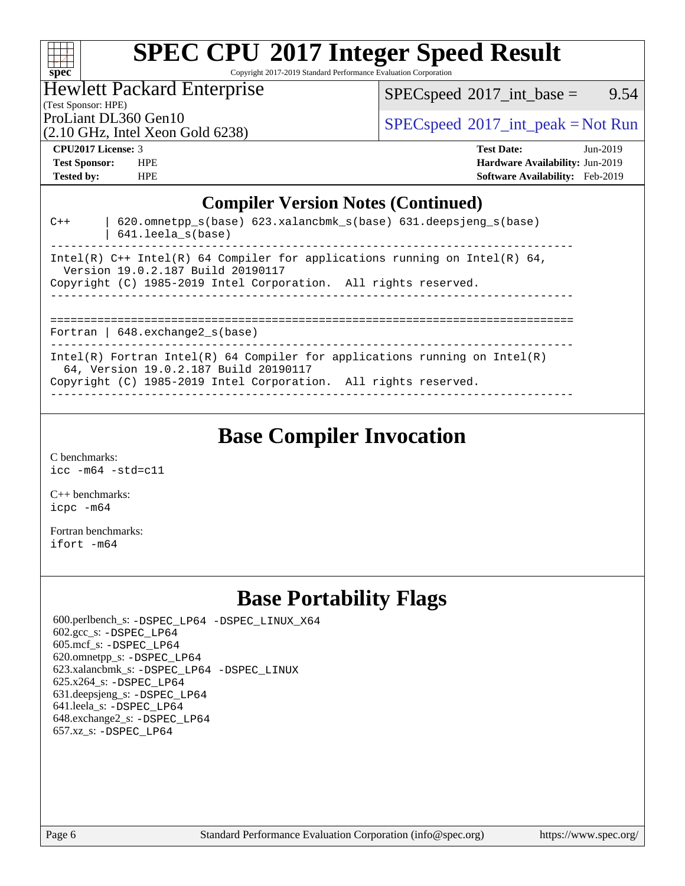# SPEC CPU 2017 Integer Speed Result

Copyright 2017-2019 Standard Performance Evaluation Corporation

**Hewlett Packard Enterprise**
(Test Sponsor: HPE)
ProLiant DL360 Gen10
(2.10 GHz, Intel Xeon Gold 6238)

SPECspeed 2017_int_base = 9.54

SPECspeed 2017_int_peak = Not Run

**CPU2017 License:** 3
**Test Sponsor:** HPE
**Tested by:** HPE

**Test Date:** Jun-2019
**Hardware Availability:** Jun-2019
**Software Availability:** Feb-2019

## Compiler Version Notes (Continued)

```
C++      | 620.omnetpp_s(base) 623.xalancbmk_s(base) 631.deepsjeng_s(base)
         | 641.leela_s(base)
------------------------------------------------------------------------------
Intel(R) C++ Intel(R) 64 Compiler for applications running on Intel(R) 64,
  Version 19.0.2.187 Build 20190117
Copyright (C) 1985-2019 Intel Corporation.  All rights reserved.
------------------------------------------------------------------------------

==============================================================================
Fortran | 648.exchange2_s(base)
------------------------------------------------------------------------------
Intel(R) Fortran Intel(R) 64 Compiler for applications running on Intel(R)
  64, Version 19.0.2.187 Build 20190117
Copyright (C) 1985-2019 Intel Corporation.  All rights reserved.
------------------------------------------------------------------------------
```

## Base Compiler Invocation

C benchmarks:
`icc -m64 -std=c11`

C++ benchmarks:
`icpc -m64`

Fortran benchmarks:
`ifort -m64`

## Base Portability Flags

600.perlbench_s: `-DSPEC_LP64 -DSPEC_LINUX_X64`
602.gcc_s: `-DSPEC_LP64`
605.mcf_s: `-DSPEC_LP64`
620.omnetpp_s: `-DSPEC_LP64`
623.xalancbmk_s: `-DSPEC_LP64 -DSPEC_LINUX`
625.x264_s: `-DSPEC_LP64`
631.deepsjeng_s: `-DSPEC_LP64`
641.leela_s: `-DSPEC_LP64`
648.exchange2_s: `-DSPEC_LP64`
657.xz_s: `-DSPEC_LP64`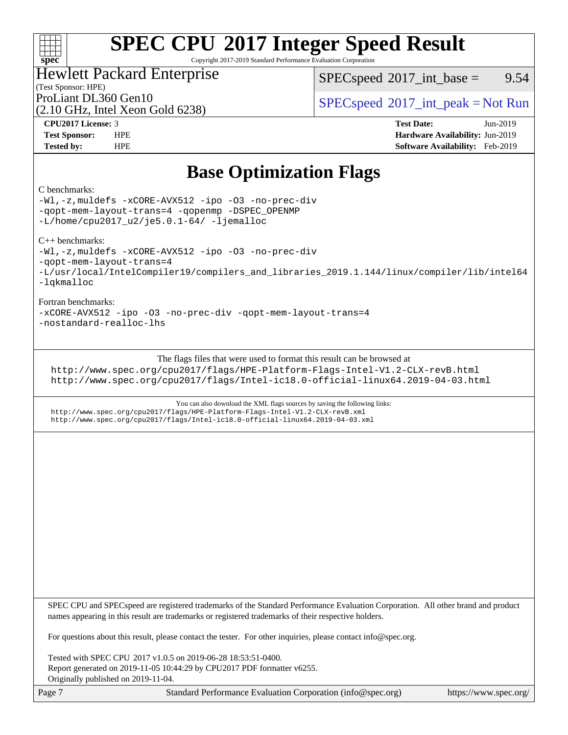# SPEC CPU 2017 Integer Speed Result

Copyright 2017-2019 Standard Performance Evaluation Corporation

**Hewlett Packard Enterprise**
(Test Sponsor: HPE)
ProLiant DL360 Gen10
(2.10 GHz, Intel Xeon Gold 6238)

SPECspeed 2017_int_base = 9.54
SPECspeed 2017_int_peak = Not Run

**CPU2017 License:** 3
**Test Sponsor:** HPE
**Tested by:** HPE
**Test Date:** Jun-2019
**Hardware Availability:** Jun-2019
**Software Availability:** Feb-2019

## Base Optimization Flags

C benchmarks:

```
-Wl,-z,muldefs -xCORE-AVX512 -ipo -O3 -no-prec-div
-qopt-mem-layout-trans=4 -qopenmp -DSPEC_OPENMP
-L/home/cpu2017_u2/je5.0.1-64/ -ljemalloc
```

C++ benchmarks:

```
-Wl,-z,muldefs -xCORE-AVX512 -ipo -O3 -no-prec-div
-qopt-mem-layout-trans=4
-L/usr/local/IntelCompiler19/compilers_and_libraries_2019.1.144/linux/compiler/lib/intel64
-lqkmalloc
```

Fortran benchmarks:

```
-xCORE-AVX512 -ipo -O3 -no-prec-div -qopt-mem-layout-trans=4
-nostandard-realloc-lhs
```

The flags files that were used to format this result can be browsed at
http://www.spec.org/cpu2017/flags/HPE-Platform-Flags-Intel-V1.2-CLX-revB.html
http://www.spec.org/cpu2017/flags/Intel-ic18.0-official-linux64.2019-04-03.html

You can also download the XML flags sources by saving the following links:
http://www.spec.org/cpu2017/flags/HPE-Platform-Flags-Intel-V1.2-CLX-revB.xml
http://www.spec.org/cpu2017/flags/Intel-ic18.0-official-linux64.2019-04-03.xml

SPEC CPU and SPECspeed are registered trademarks of the Standard Performance Evaluation Corporation. All other brand and product names appearing in this result are trademarks or registered trademarks of their respective holders.

For questions about this result, please contact the tester. For other inquiries, please contact info@spec.org.

Tested with SPEC CPU 2017 v1.0.5 on 2019-06-28 18:53:51-0400.
Report generated on 2019-11-05 10:44:29 by CPU2017 PDF formatter v6255.
Originally published on 2019-11-04.